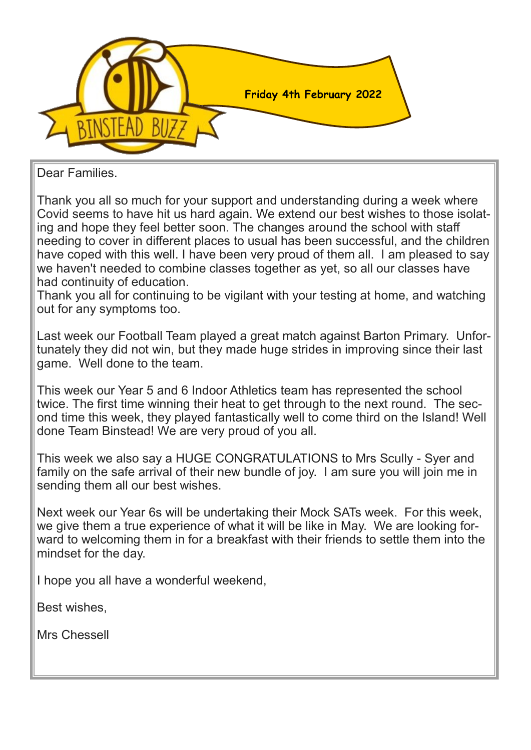# BINSTEAD BUZZ

**Friday 4th February 2022**

Dear Families.

Thank you all so much for your support and understanding during a week where Covid seems to have hit us hard again. We extend our best wishes to those isolating and hope they feel better soon. The changes around the school with staff needing to cover in different places to usual has been successful, and the children have coped with this well. I have been very proud of them all. I am pleased to say we haven't needed to combine classes together as yet, so all our classes have had continuity of education.

Thank you all for continuing to be vigilant with your testing at home, and watching out for any symptoms too.

Last week our Football Team played a great match against Barton Primary. Unfortunately they did not win, but they made huge strides in improving since their last game. Well done to the team.

This week our Year 5 and 6 Indoor Athletics team has represented the school twice. The first time winning their heat to get through to the next round. The second time this week, they played fantastically well to come third on the Island! Well done Team Binstead! We are very proud of you all.

This week we also say a HUGE CONGRATULATIONS to Mrs Scully - Syer and family on the safe arrival of their new bundle of joy. I am sure you will join me in sending them all our best wishes.

Next week our Year 6s will be undertaking their Mock SATs week. For this week, we give them a true experience of what it will be like in May. We are looking forward to welcoming them in for a breakfast with their friends to settle them into the mindset for the day.

I hope you all have a wonderful weekend,

Best wishes,

Mrs Chessell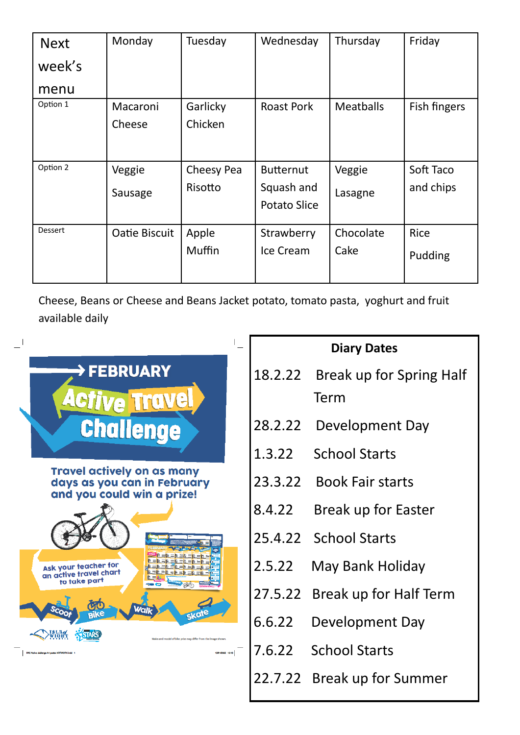| Next week's menu | Monday | Tuesday | Wednesday | Thursday | Friday |
|---|---|---|---|---|---|
| Option 1 | Macaroni Cheese | Garlicky Chicken | Roast Pork | Meatballs | Fish fingers |
| Option 2 | Veggie Sausage | Cheesy Pea Risotto | Butternut Squash and Potato Slice | Veggie Lasagne | Soft Taco and chips |
| Dessert | Oatie Biscuit | Apple Muffin | Strawberry Ice Cream | Chocolate Cake | Rice Pudding |

Cheese, Beans or Cheese and Beans Jacket potato, tomato pasta, yoghurt and fruit available daily

**FEBRUARY Active Travel Challenge**

Travel actively on as many days as you can in February and you could win a prize!

Ask your teacher for an active travel chart to take part

Scoot Bike Walk Skate

Make and model of bike prize may differ from the image shown.

**Diary Dates**

| | |
|---|---|
| 18.2.22 | Break up for Spring Half Term |
| 28.2.22 | Development Day |
| 1.3.22 | School Starts |
| 23.3.22 | Book Fair starts |
| 8.4.22 | Break up for Easter |
| 25.4.22 | School Starts |
| 2.5.22 | May Bank Holiday |
| 27.5.22 | Break up for Half Term |
| 6.6.22 | Development Day |
| 7.6.22 | School Starts |
| 22.7.22 | Break up for Summer |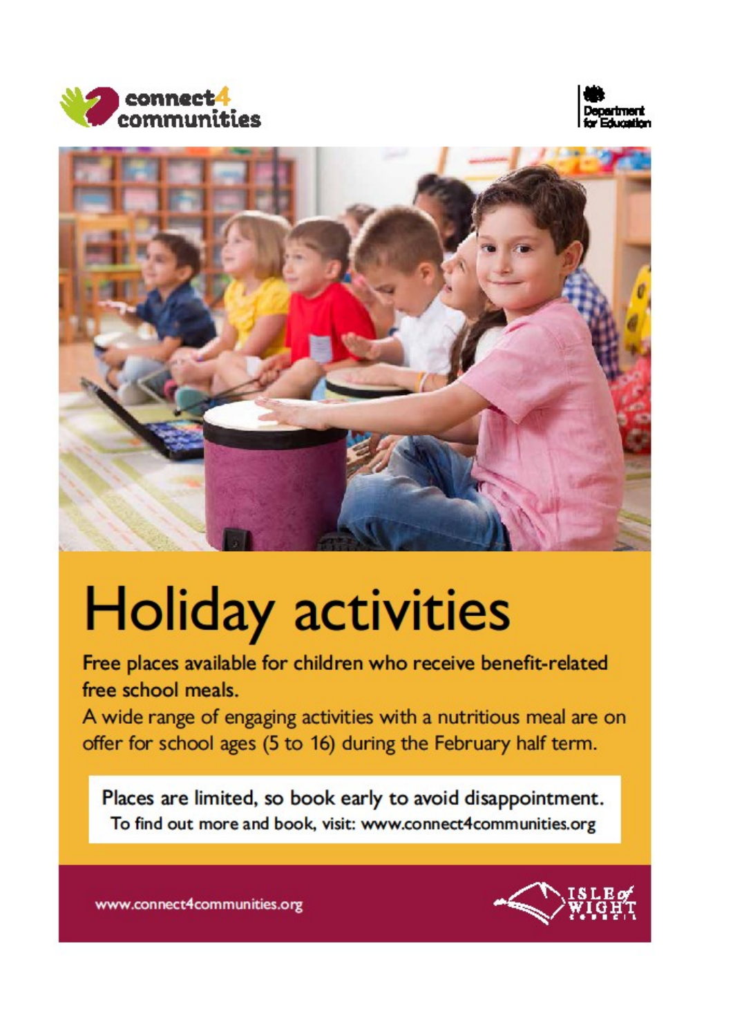connect4 communities

Department for Education

# Holiday activities

Free places available for children who receive benefit-related free school meals.

A wide range of engaging activities with a nutritious meal are on offer for school ages (5 to 16) during the February half term.

Places are limited, so book early to avoid disappointment.
To find out more and book, visit: www.connect4communities.org

www.connect4communities.org

ISLE of WIGHT COUNCIL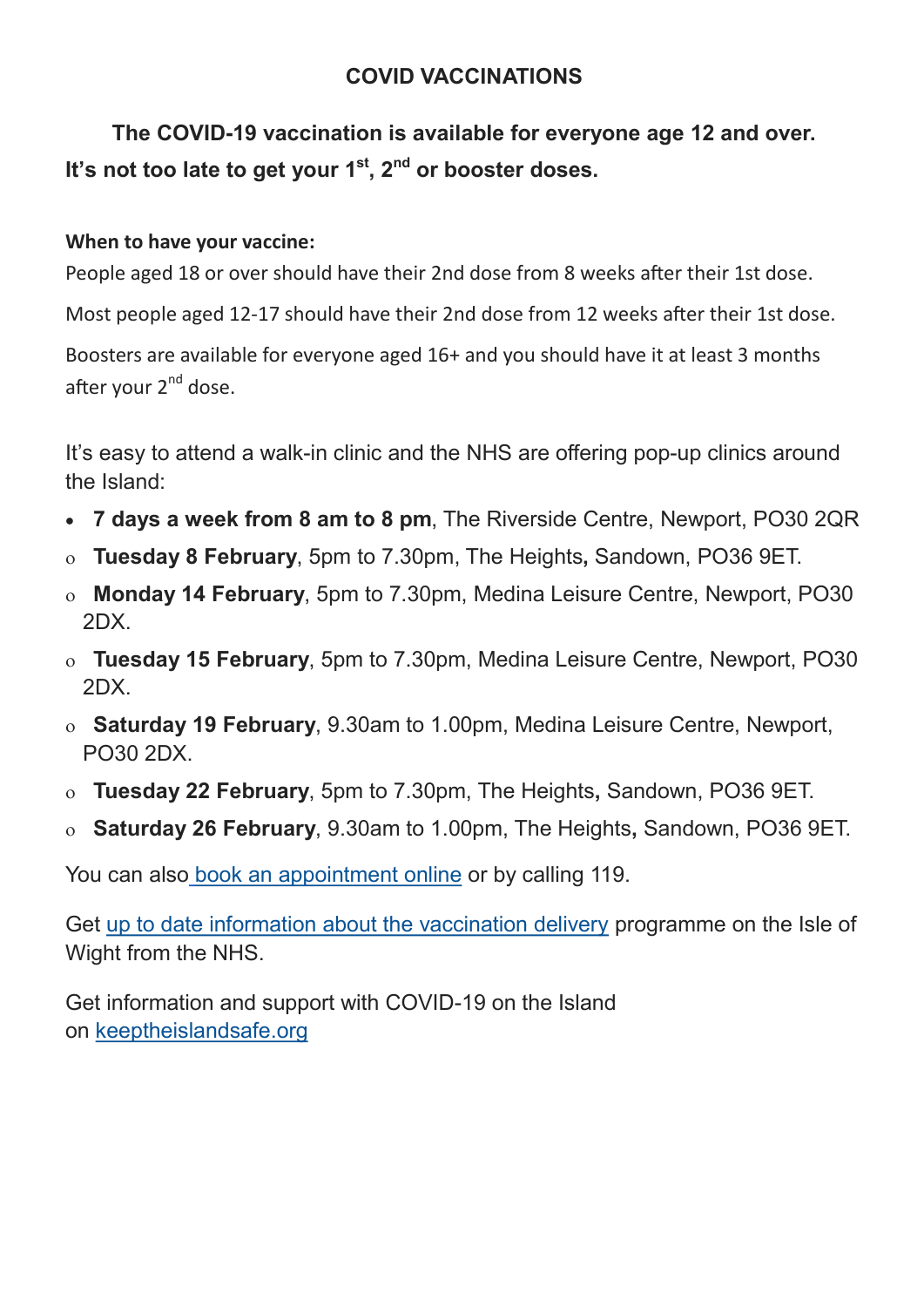## COVID VACCINATIONS

**The COVID-19 vaccination is available for everyone age 12 and over. It's not too late to get your 1st, 2nd or booster doses.**

**When to have your vaccine:**

People aged 18 or over should have their 2nd dose from 8 weeks after their 1st dose.

Most people aged 12-17 should have their 2nd dose from 12 weeks after their 1st dose.

Boosters are available for everyone aged 16+ and you should have it at least 3 months after your 2nd dose.

It's easy to attend a walk-in clinic and the NHS are offering pop-up clinics around the Island:

- **7 days a week from 8 am to 8 pm**, The Riverside Centre, Newport, PO30 2QR
  - **Tuesday 8 February**, 5pm to 7.30pm, The Heights**,** Sandown, PO36 9ET.
  - **Monday 14 February**, 5pm to 7.30pm, Medina Leisure Centre, Newport, PO30 2DX.
  - **Tuesday 15 February**, 5pm to 7.30pm, Medina Leisure Centre, Newport, PO30 2DX.
  - **Saturday 19 February**, 9.30am to 1.00pm, Medina Leisure Centre, Newport, PO30 2DX.
  - **Tuesday 22 February**, 5pm to 7.30pm, The Heights**,** Sandown, PO36 9ET.
  - **Saturday 26 February**, 9.30am to 1.00pm, The Heights**,** Sandown, PO36 9ET.

You can also book an appointment online or by calling 119.

Get up to date information about the vaccination delivery programme on the Isle of Wight from the NHS.

Get information and support with COVID-19 on the Island on keeptheislandsafe.org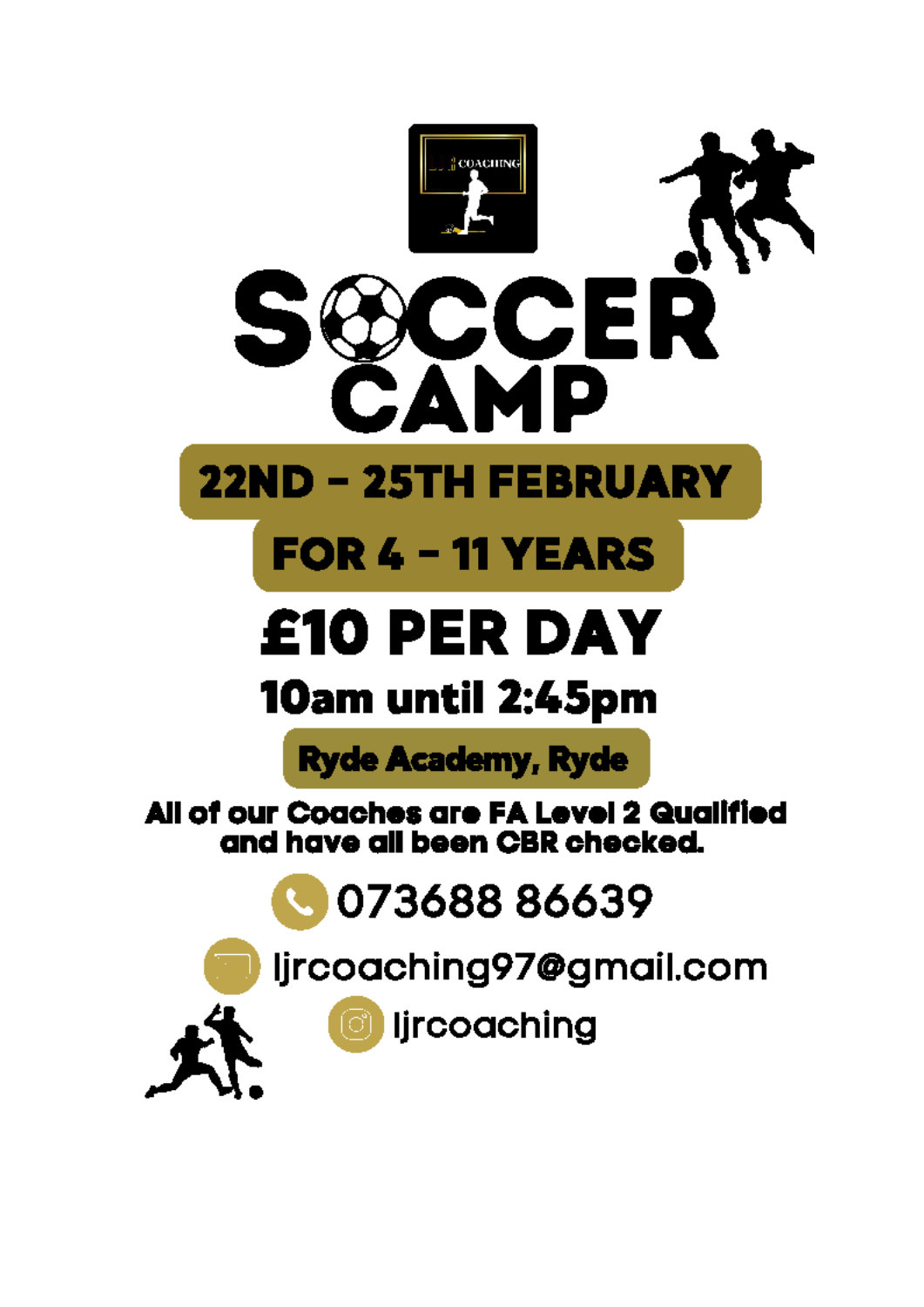# SOCCER CAMP

**22ND - 25TH FEBRUARY**

**FOR 4 - 11 YEARS**

## £10 PER DAY

### 10am until 2:45pm

**Ryde Academy, Ryde**

**All of our Coaches are FA Level 2 Qualified and have all been CBR checked.**

073688 86639

ljrcoaching97@gmail.com

ljrcoaching